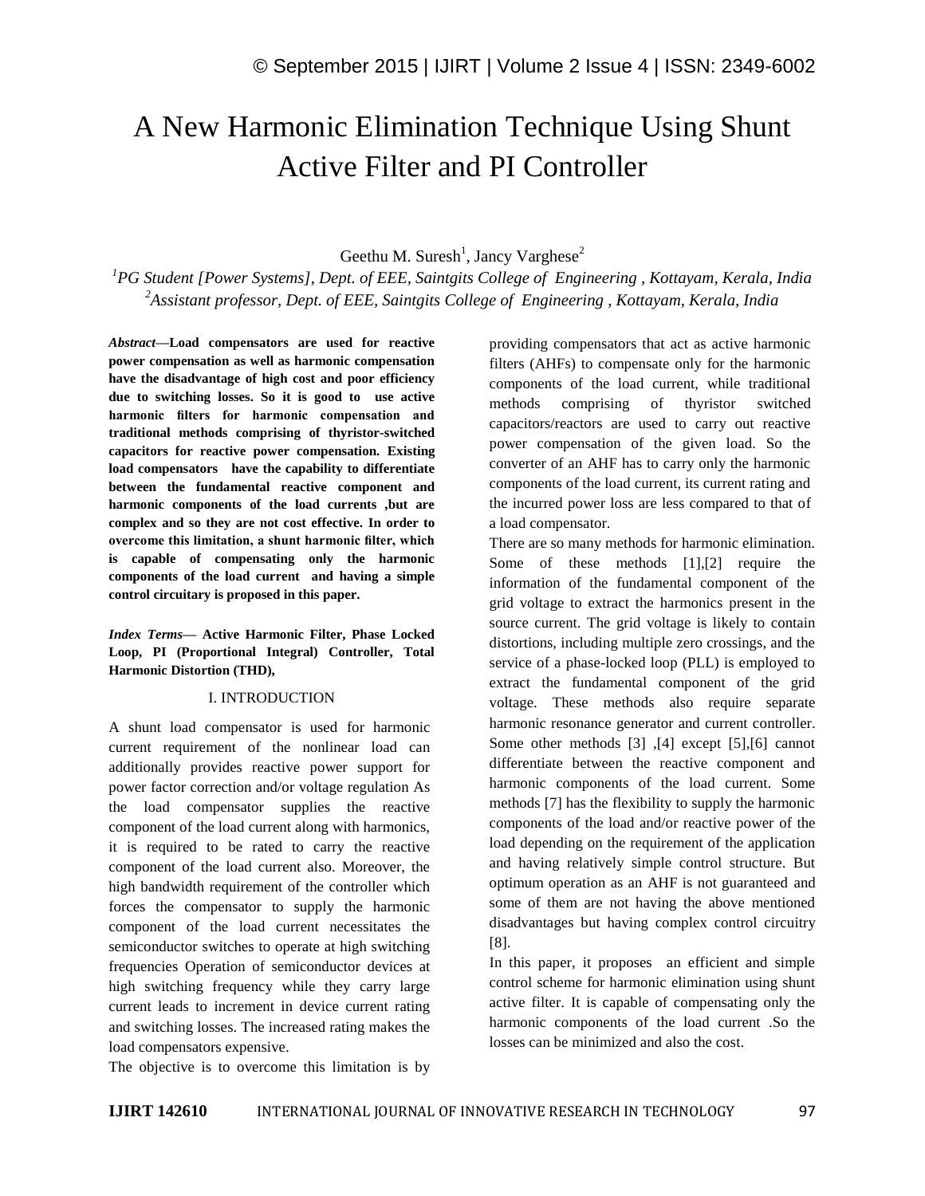# A New Harmonic Elimination Technique Using Shunt Active Filter and PI Controller

Geethu M. Suresh[1], Jancy Varghese[2]

[1]*PG Student [Power Systems], Dept. of EEE, Saintgits College of Engineering , Kottayam, Kerala, India*
[2]*Assistant professor, Dept. of EEE, Saintgits College of Engineering , Kottayam, Kerala, India*

***Abstract*— Load compensators are used for reactive power compensation as well as harmonic compensation have the disadvantage of high cost and poor efficiency due to switching losses. So it is good to use active harmonic filters for harmonic compensation and traditional methods comprising of thyristor-switched capacitors for reactive power compensation. Existing load compensators have the capability to differentiate between the fundamental reactive component and harmonic components of the load currents ,but are complex and so they are not cost effective. In order to overcome this limitation, a shunt harmonic filter, which is capable of compensating only the harmonic components of the load current and having a simple control circuitary is proposed in this paper.**

***Index Terms*— Active Harmonic Filter, Phase Locked Loop, PI (Proportional Integral) Controller, Total Harmonic Distortion (THD),**

## I. INTRODUCTION

A shunt load compensator is used for harmonic current requirement of the nonlinear load can additionally provides reactive power support for power factor correction and/or voltage regulation As the load compensator supplies the reactive component of the load current along with harmonics, it is required to be rated to carry the reactive component of the load current also. Moreover, the high bandwidth requirement of the controller which forces the compensator to supply the harmonic component of the load current necessitates the semiconductor switches to operate at high switching frequencies Operation of semiconductor devices at high switching frequency while they carry large current leads to increment in device current rating and switching losses. The increased rating makes the load compensators expensive.

The objective is to overcome this limitation is by providing compensators that act as active harmonic filters (AHFs) to compensate only for the harmonic components of the load current, while traditional methods comprising of thyristor switched capacitors/reactors are used to carry out reactive power compensation of the given load. So the converter of an AHF has to carry only the harmonic components of the load current, its current rating and the incurred power loss are less compared to that of a load compensator.

There are so many methods for harmonic elimination. Some of these methods [1],[2] require the information of the fundamental component of the grid voltage to extract the harmonics present in the source current. The grid voltage is likely to contain distortions, including multiple zero crossings, and the service of a phase-locked loop (PLL) is employed to extract the fundamental component of the grid voltage. These methods also require separate harmonic resonance generator and current controller. Some other methods [3] ,[4] except [5],[6] cannot differentiate between the reactive component and harmonic components of the load current. Some methods [7] has the flexibility to supply the harmonic components of the load and/or reactive power of the load depending on the requirement of the application and having relatively simple control structure. But optimum operation as an AHF is not guaranteed and some of them are not having the above mentioned disadvantages but having complex control circuitry [8].

In this paper, it proposes an efficient and simple control scheme for harmonic elimination using shunt active filter. It is capable of compensating only the harmonic components of the load current .So the losses can be minimized and also the cost.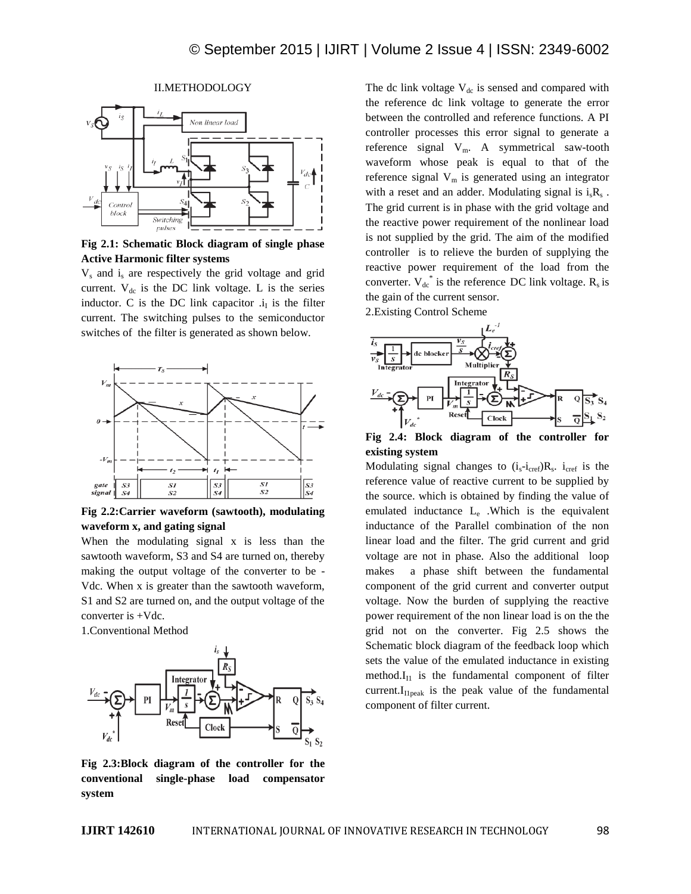## II.METHODOLOGY

Fig 2.1: Schematic Block diagram of single phase Active Harmonic filter systems

$V_s$ and $i_s$ are respectively the grid voltage and grid current. $V_{dc}$ is the DC link voltage. L is the series inductor. C is the DC link capacitor .$i_f$ is the filter current. The switching pulses to the semiconductor switches of the filter is generated as shown below.

Fig 2.2:Carrier waveform (sawtooth), modulating waveform x, and gating signal

When the modulating signal x is less than the sawtooth waveform, S3 and S4 are turned on, thereby making the output voltage of the converter to be -Vdc. When x is greater than the sawtooth waveform, S1 and S2 are turned on, and the output voltage of the converter is +Vdc.

1.Conventional Method

Fig 2.3:Block diagram of the controller for the conventional single-phase load compensator system

The dc link voltage $V_{dc}$ is sensed and compared with the reference dc link voltage to generate the error between the controlled and reference functions. A PI controller processes this error signal to generate a reference signal $V_m$. A symmetrical saw-tooth waveform whose peak is equal to that of the reference signal $V_m$ is generated using an integrator with a reset and an adder. Modulating signal is $i_sR_s$ . The grid current is in phase with the grid voltage and the reactive power requirement of the nonlinear load is not supplied by the grid. The aim of the modified controller is to relieve the burden of supplying the reactive power requirement of the load from the converter. $V_{dc}^*$ is the reference DC link voltage. $R_s$ is the gain of the current sensor.

2.Existing Control Scheme

Fig 2.4: Block diagram of the controller for existing system

Modulating signal changes to $(i_s\text{-}i_{cref})R_s$. $i_{cref}$ is the reference value of reactive current to be supplied by the source. which is obtained by finding the value of emulated inductance $L_e$ .Which is the equivalent inductance of the Parallel combination of the non linear load and the filter. The grid current and grid voltage are not in phase. Also the additional loop makes a phase shift between the fundamental component of the grid current and converter output voltage. Now the burden of supplying the reactive power requirement of the non linear load is on the the grid not on the converter. Fig 2.5 shows the Schematic block diagram of the feedback loop which sets the value of the emulated inductance in existing method.$I_{I1}$ is the fundamental component of filter current.$I_{I1peak}$ is the peak value of the fundamental component of filter current.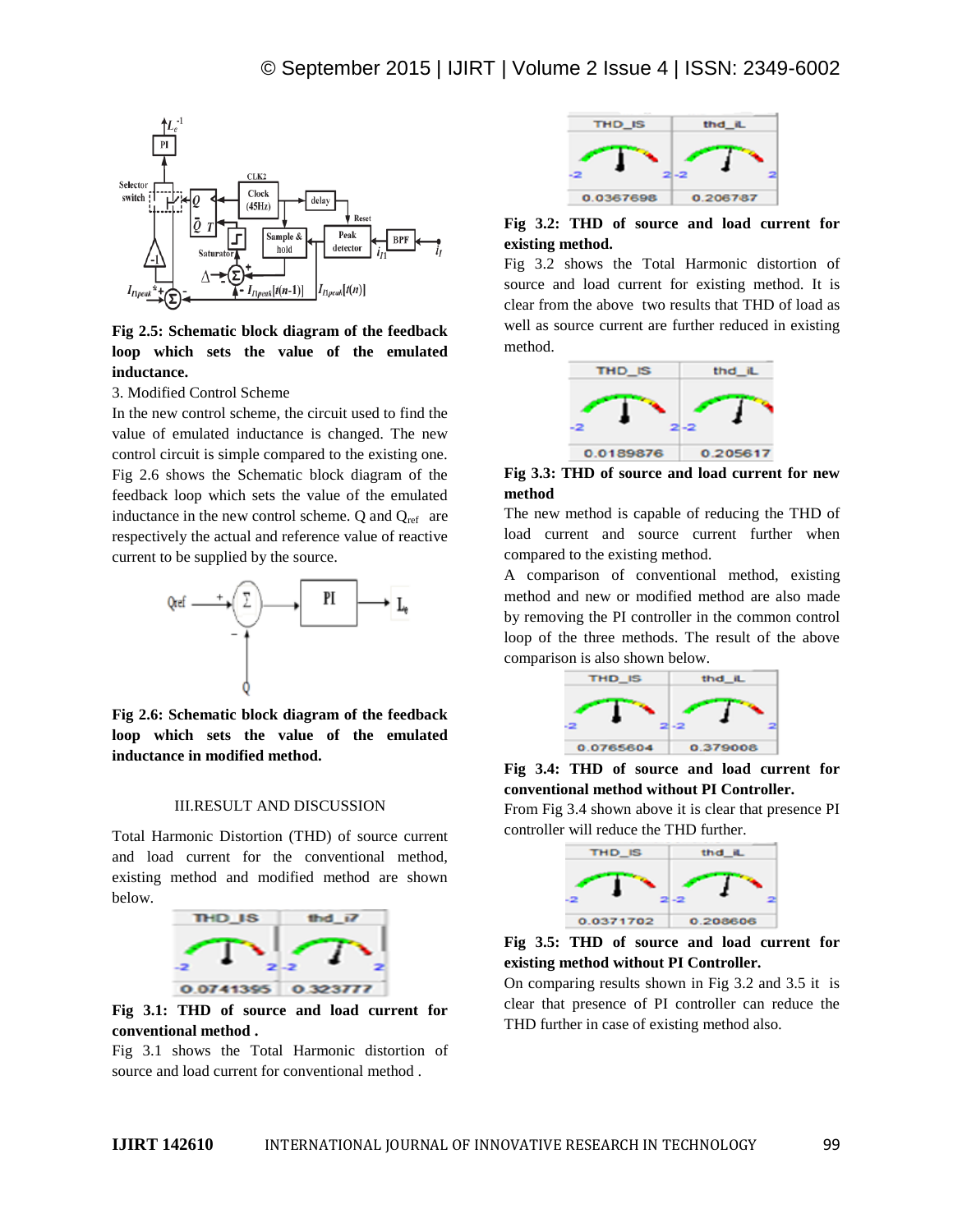**Fig 2.5: Schematic block diagram of the feedback loop which sets the value of the emulated inductance.**

3. Modified Control Scheme

In the new control scheme, the circuit used to find the value of emulated inductance is changed. The new control circuit is simple compared to the existing one. Fig 2.6 shows the Schematic block diagram of the feedback loop which sets the value of the emulated inductance in the new control scheme. Q and $Q_{ref}$ are respectively the actual and reference value of reactive current to be supplied by the source.

**Fig 2.6: Schematic block diagram of the feedback loop which sets the value of the emulated inductance in modified method.**

## III.RESULT AND DISCUSSION

Total Harmonic Distortion (THD) of source current and load current for the conventional method, existing method and modified method are shown below.

**Fig 3.1: THD of source and load current for conventional method .**

Fig 3.1 shows the Total Harmonic distortion of source and load current for conventional method .

**Fig 3.2: THD of source and load current for existing method.**

Fig 3.2 shows the Total Harmonic distortion of source and load current for existing method. It is clear from the above two results that THD of load as well as source current are further reduced in existing method.

**Fig 3.3: THD of source and load current for new method**

The new method is capable of reducing the THD of load current and source current further when compared to the existing method.

A comparison of conventional method, existing method and new or modified method are also made by removing the PI controller in the common control loop of the three methods. The result of the above comparison is also shown below.

**Fig 3.4: THD of source and load current for conventional method without PI Controller.**

From Fig 3.4 shown above it is clear that presence PI controller will reduce the THD further.

**Fig 3.5: THD of source and load current for existing method without PI Controller.**

On comparing results shown in Fig 3.2 and 3.5 it is clear that presence of PI controller can reduce the THD further in case of existing method also.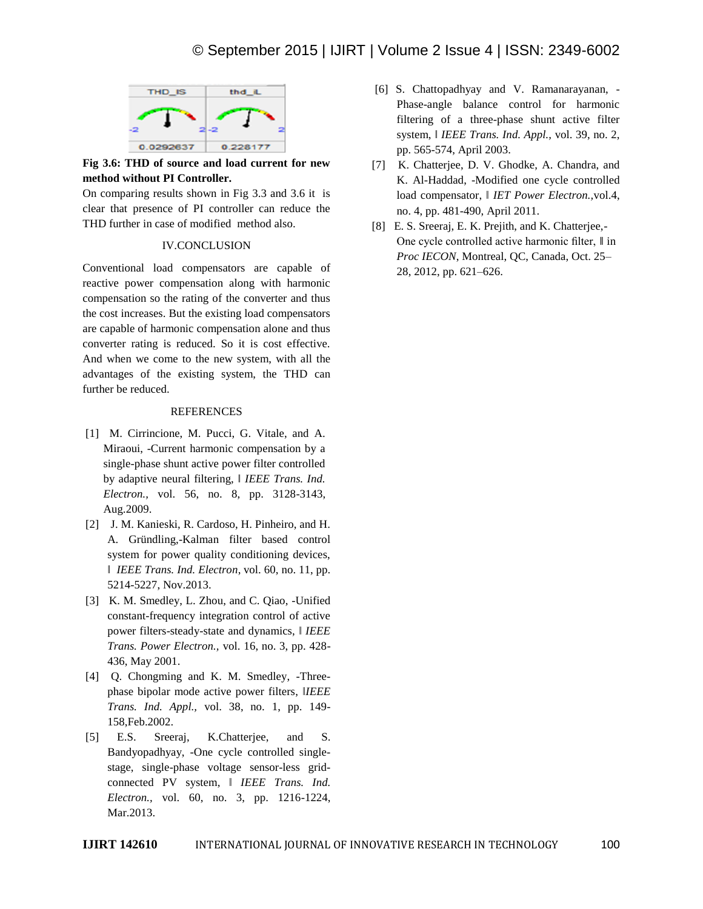THD_IS

-2 2

0.0292637

thd_iL

-2 2

0.228177

**Fig 3.6: THD of source and load current for new method without PI Controller.**

On comparing results shown in Fig 3.3 and 3.6 it is clear that presence of PI controller can reduce the THD further in case of modified method also.

## IV.CONCLUSION

Conventional load compensators are capable of reactive power compensation along with harmonic compensation so the rating of the converter and thus the cost increases. But the existing load compensators are capable of harmonic compensation alone and thus converter rating is reduced. So it is cost effective. And when we come to the new system, with all the advantages of the existing system, the THD can further be reduced.

## REFERENCES

[1] M. Cirrincione, M. Pucci, G. Vitale, and A. Miraoui, -Current harmonic compensation by a single-phase shunt active power filter controlled by adaptive neural filtering, ‖ *IEEE Trans. Ind. Electron.*, vol. 56, no. 8, pp. 3128-3143, Aug.2009.

[2] J. M. Kanieski, R. Cardoso, H. Pinheiro, and H. A. Gründling,-Kalman filter based control system for power quality conditioning devices, ‖ *IEEE Trans. Ind. Electron*, vol. 60, no. 11, pp. 5214-5227, Nov.2013.

[3] K. M. Smedley, L. Zhou, and C. Qiao, -Unified constant-frequency integration control of active power filters-steady-state and dynamics, ‖ *IEEE Trans. Power Electron.*, vol. 16, no. 3, pp. 428-436, May 2001.

[4] Q. Chongming and K. M. Smedley, -Three-phase bipolar mode active power filters, ‖*IEEE Trans. Ind. Appl.*, vol. 38, no. 1, pp. 149-158,Feb.2002.

[5] E.S. Sreeraj, K.Chatterjee, and S. Bandyopadhyay, -One cycle controlled single-stage, single-phase voltage sensor-less grid-connected PV system, ‖ *IEEE Trans. Ind. Electron.*, vol. 60, no. 3, pp. 1216-1224, Mar.2013.

[6] S. Chattopadhyay and V. Ramanarayanan, -Phase-angle balance control for harmonic filtering of a three-phase shunt active filter system, ‖ *IEEE Trans. Ind. Appl.*, vol. 39, no. 2, pp. 565-574, April 2003.

[7] K. Chatterjee, D. V. Ghodke, A. Chandra, and K. Al-Haddad, -Modified one cycle controlled load compensator, ‖ *IET Power Electron.*,vol.4, no. 4, pp. 481-490, April 2011.

[8] E. S. Sreeraj, E. K. Prejith, and K. Chatterjee,-One cycle controlled active harmonic filter, ‖ in *Proc IECON*, Montreal, QC, Canada, Oct. 25–28, 2012, pp. 621–626.